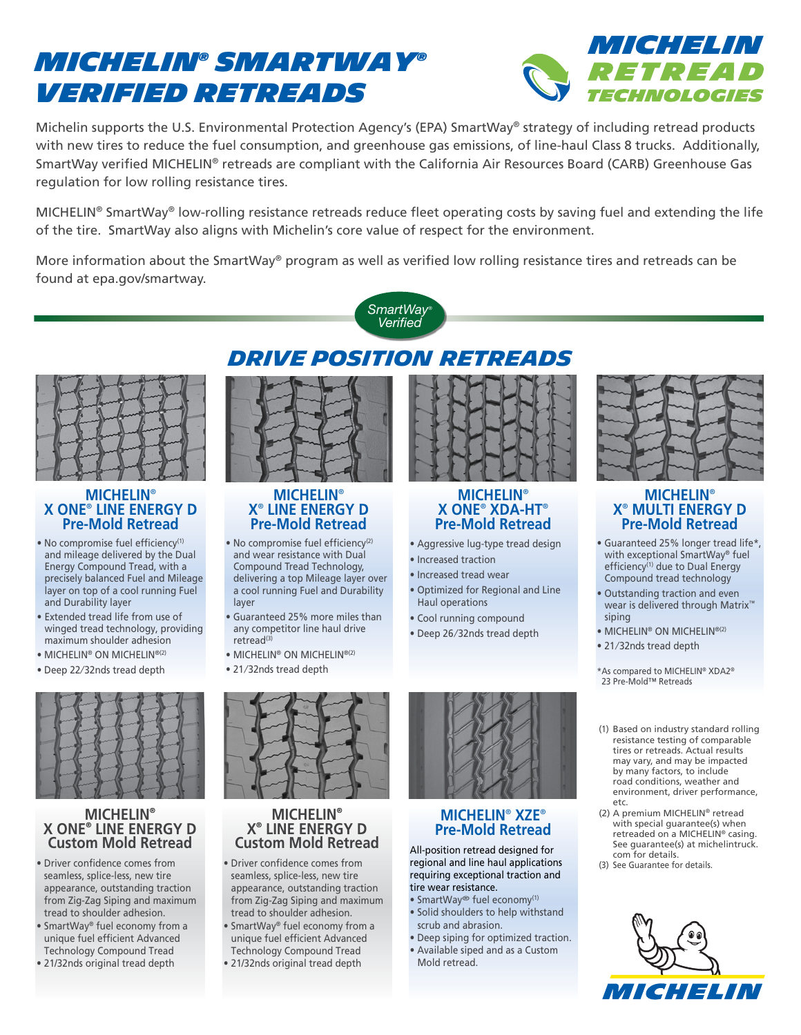# MICHELIN® SMARTWAY® VERIFIED RETREADS

MICHELIN RETREAD TECHNOLOGIES

Michelin supports the U.S. Environmental Protection Agency's (EPA) SmartWay® strategy of including retread products with new tires to reduce the fuel consumption, and greenhouse gas emissions, of line-haul Class 8 trucks. Additionally, SmartWay verified MICHELIN® retreads are compliant with the California Air Resources Board (CARB) Greenhouse Gas regulation for low rolling resistance tires.

MICHELIN® SmartWay® low-rolling resistance retreads reduce fleet operating costs by saving fuel and extending the life of the tire. SmartWay also aligns with Michelin's core value of respect for the environment.

More information about the SmartWay® program as well as verified low rolling resistance tires and retreads can be found at epa.gov/smartway.

SmartWay® Verified

## DRIVE POSITION RETREADS

### MICHELIN® X ONE® LINE ENERGY D Pre-Mold Retread

- No compromise fuel efficiency[1] and mileage delivered by the Dual Energy Compound Tread, with a precisely balanced Fuel and Mileage layer on top of a cool running Fuel and Durability layer
- Extended tread life from use of winged tread technology, providing maximum shoulder adhesion
- MICHELIN® ON MICHELIN®[2]
- Deep 22/32nds tread depth

### MICHELIN® X® LINE ENERGY D Pre-Mold Retread

- No compromise fuel efficiency[2] and wear resistance with Dual Compound Tread Technology, delivering a top Mileage layer over a cool running Fuel and Durability layer
- Guaranteed 25% more miles than any competitor line haul drive retread[3]
- MICHELIN® ON MICHELIN®[2]
- 21/32nds tread depth

### MICHELIN® X ONE® XDA-HT® Pre-Mold Retread

- Aggressive lug-type tread design
- Increased traction
- Increased tread wear
- Optimized for Regional and Line Haul operations
- Cool running compound
- Deep 26/32nds tread depth

### MICHELIN® X® MULTI ENERGY D Pre-Mold Retread

- Guaranteed 25% longer tread life*, with exceptional SmartWay® fuel efficiency[1] due to Dual Energy Compound tread technology
- Outstanding traction and even wear is delivered through Matrix™ siping
- MICHELIN® ON MICHELIN®[2]
- 21/32nds tread depth

*As compared to MICHELIN® XDA2® 23 Pre-Mold™ Retreads

### MICHELIN® X ONE® LINE ENERGY D Custom Mold Retread

- Driver confidence comes from seamless, splice-less, new tire appearance, outstanding traction from Zig-Zag Siping and maximum tread to shoulder adhesion.
- SmartWay® fuel economy from a unique fuel efficient Advanced Technology Compound Tread
- 21/32nds original tread depth

### MICHELIN® X® LINE ENERGY D Custom Mold Retread

- Driver confidence comes from seamless, splice-less, new tire appearance, outstanding traction from Zig-Zag Siping and maximum tread to shoulder adhesion.
- SmartWay® fuel economy from a unique fuel efficient Advanced Technology Compound Tread
- 21/32nds original tread depth

### MICHELIN® XZE® Pre-Mold Retread

All-position retread designed for regional and line haul applications requiring exceptional traction and tire wear resistance.

- SmartWay® fuel economy[1]
- Solid shoulders to help withstand scrub and abrasion.
- Deep siping for optimized traction.
- Available siped and as a Custom Mold retread.

(1) Based on industry standard rolling resistance testing of comparable tires or retreads. Actual results may vary, and may be impacted by many factors, to include road conditions, weather and environment, driver performance, etc.

(2) A premium MICHELIN® retread with special guarantee(s) when retreaded on a MICHELIN® casing. See guarantee(s) at michelintruck.com for details.

(3) See Guarantee for details.

MICHELIN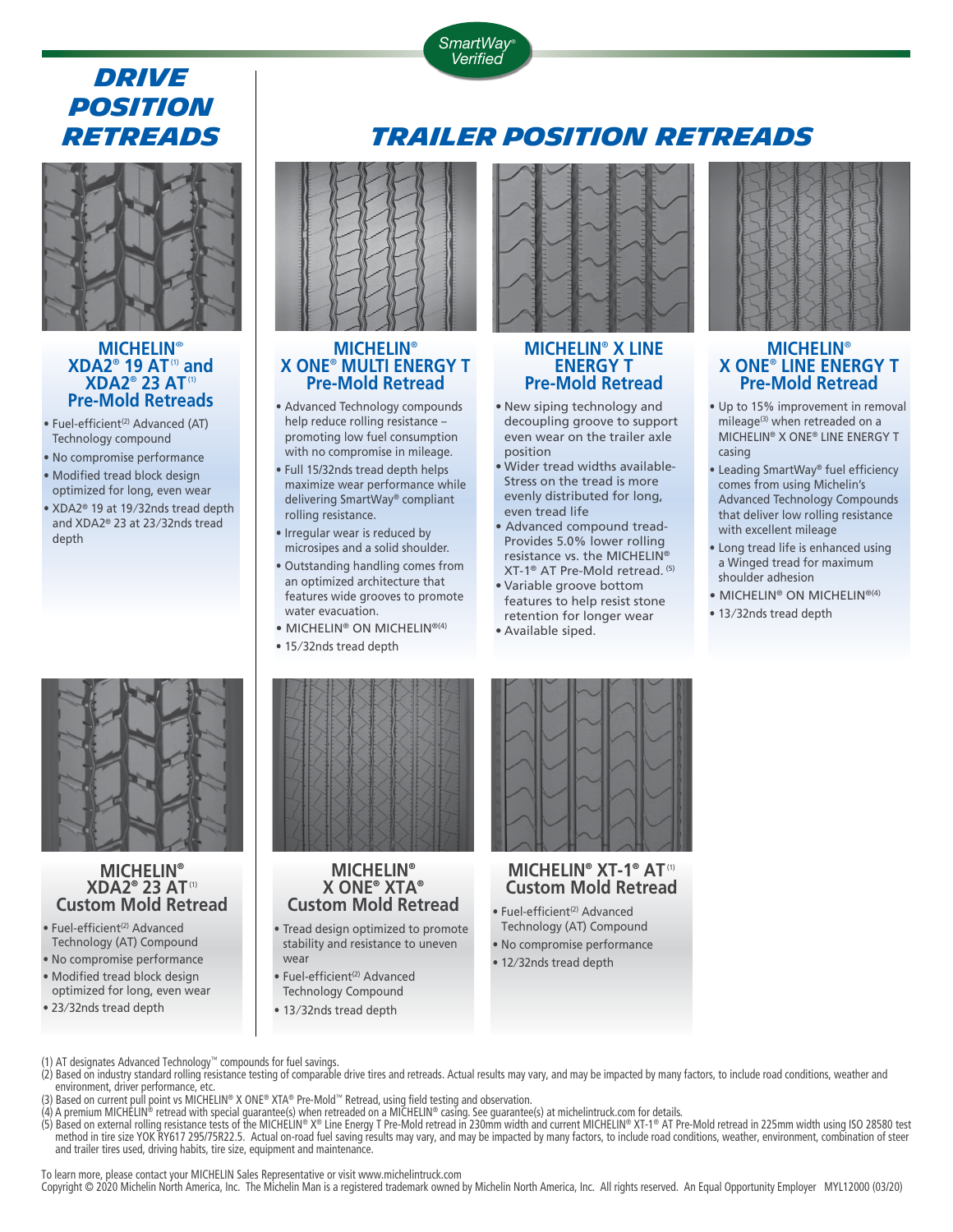SmartWay® Verified

# DRIVE POSITION RETREADS

### MICHELIN® XDA2® 19 AT[1] and XDA2® 23 AT[1] Pre-Mold Retreads

- Fuel-efficient[2] Advanced (AT) Technology compound
- No compromise performance
- Modified tread block design optimized for long, even wear
- XDA2® 19 at 19/32nds tread depth and XDA2® 23 at 23/32nds tread depth

### MICHELIN® XDA2® 23 AT[1] Custom Mold Retread

- Fuel-efficient[2] Advanced Technology (AT) Compound
- No compromise performance
- Modified tread block design optimized for long, even wear
- 23/32nds tread depth

# TRAILER POSITION RETREADS

### MICHELIN® X ONE® MULTI ENERGY T Pre-Mold Retread

- Advanced Technology compounds help reduce rolling resistance – promoting low fuel consumption with no compromise in mileage.
- Full 15/32nds tread depth helps maximize wear performance while delivering SmartWay® compliant rolling resistance.
- Irregular wear is reduced by microsipes and a solid shoulder.
- Outstanding handling comes from an optimized architecture that features wide grooves to promote water evacuation.
- MICHELIN® ON MICHELIN®[4]
- 15/32nds tread depth

### MICHELIN® X LINE ENERGY T Pre-Mold Retread

- New siping technology and decoupling groove to support even wear on the trailer axle position
- Wider tread widths available- Stress on the tread is more evenly distributed for long, even tread life
- Advanced compound tread- Provides 5.0% lower rolling resistance vs. the MICHELIN® XT-1® AT Pre-Mold retread.[5]
- Variable groove bottom features to help resist stone retention for longer wear
- Available siped.

### MICHELIN® X ONE® LINE ENERGY T Pre-Mold Retread

- Up to 15% improvement in removal mileage[3] when retreaded on a MICHELIN® X ONE® LINE ENERGY T casing
- Leading SmartWay® fuel efficiency comes from using Michelin's Advanced Technology Compounds that deliver low rolling resistance with excellent mileage
- Long tread life is enhanced using a Winged tread for maximum shoulder adhesion
- MICHELIN® ON MICHELIN®[4]
- 13/32nds tread depth

### MICHELIN® X ONE® XTA® Custom Mold Retread

- Tread design optimized to promote stability and resistance to uneven wear
- Fuel-efficient[2] Advanced Technology Compound
- 13/32nds tread depth

### MICHELIN® XT-1® AT[1] Custom Mold Retread

- Fuel-efficient[2] Advanced Technology (AT) Compound
- No compromise performance
- 12/32nds tread depth

(1) AT designates Advanced Technology™ compounds for fuel savings.
(2) Based on industry standard rolling resistance testing of comparable drive tires and retreads. Actual results may vary, and may be impacted by many factors, to include road conditions, weather and environment, driver performance, etc.
(3) Based on current pull point vs MICHELIN® X ONE® XTA® Pre-Mold™ Retread, using field testing and observation.
(4) A premium MICHELIN® retread with special guarantee(s) when retreaded on a MICHELIN® casing. See guarantee(s) at michelintruck.com for details.
(5) Based on external rolling resistance tests of the MICHELIN® X® Line Energy T Pre-Mold retread in 230mm width and current MICHELIN® XT-1® AT Pre-Mold retread in 225mm width using ISO 28580 test method in tire size YOK RY617 295/75R22.5. Actual on-road fuel saving results may vary, and may be impacted by many factors, to include road conditions, weather, environment, combination of steer and trailer tires used, driving habits, tire size, equipment and maintenance.

To learn more, please contact your MICHELIN Sales Representative or visit www.michelintruck.com
Copyright © 2020 Michelin North America, Inc. The Michelin Man is a registered trademark owned by Michelin North America, Inc. All rights reserved. An Equal Opportunity Employer MYL12000 (03/20)